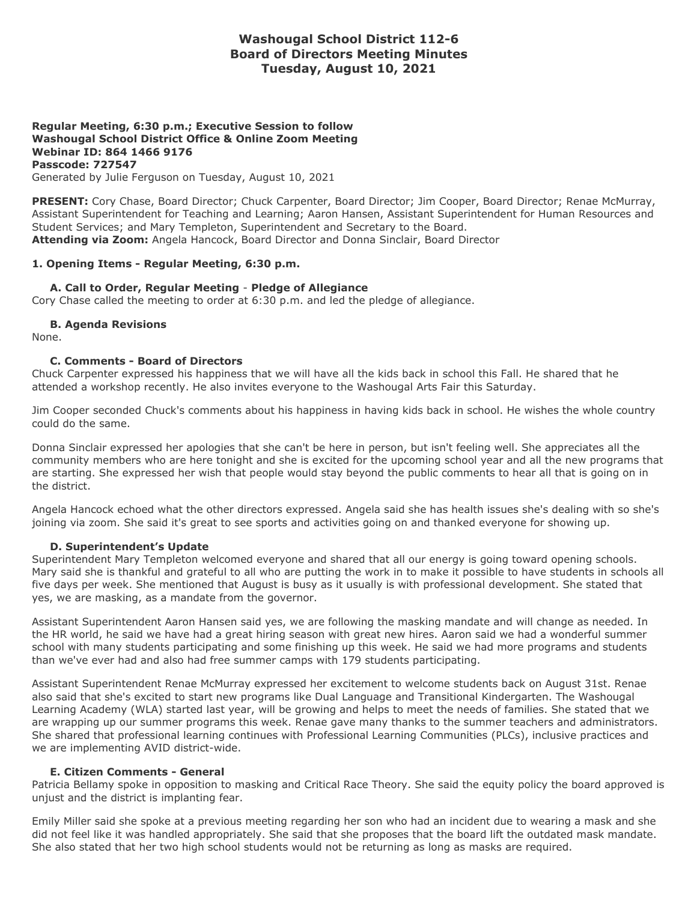# Washougal School District 112-6
# Board of Directors Meeting Minutes
# Tuesday, August 10, 2021

**Regular Meeting, 6:30 p.m.; Executive Session to follow**
**Washougal School District Office & Online Zoom Meeting**
**Webinar ID: 864 1466 9176**
**Passcode: 727547**
Generated by Julie Ferguson on Tuesday, August 10, 2021

**PRESENT:** Cory Chase, Board Director; Chuck Carpenter, Board Director; Jim Cooper, Board Director; Renae McMurray, Assistant Superintendent for Teaching and Learning; Aaron Hansen, Assistant Superintendent for Human Resources and Student Services; and Mary Templeton, Superintendent and Secretary to the Board.
**Attending via Zoom:** Angela Hancock, Board Director and Donna Sinclair, Board Director

### 1. Opening Items - Regular Meeting, 6:30 p.m.

#### A. Call to Order, Regular Meeting - Pledge of Allegiance

Cory Chase called the meeting to order at 6:30 p.m. and led the pledge of allegiance.

#### B. Agenda Revisions

None.

#### C. Comments - Board of Directors

Chuck Carpenter expressed his happiness that we will have all the kids back in school this Fall. He shared that he attended a workshop recently. He also invites everyone to the Washougal Arts Fair this Saturday.

Jim Cooper seconded Chuck's comments about his happiness in having kids back in school. He wishes the whole country could do the same.

Donna Sinclair expressed her apologies that she can't be here in person, but isn't feeling well. She appreciates all the community members who are here tonight and she is excited for the upcoming school year and all the new programs that are starting. She expressed her wish that people would stay beyond the public comments to hear all that is going on in the district.

Angela Hancock echoed what the other directors expressed. Angela said she has health issues she's dealing with so she's joining via zoom. She said it's great to see sports and activities going on and thanked everyone for showing up.

#### D. Superintendent's Update

Superintendent Mary Templeton welcomed everyone and shared that all our energy is going toward opening schools. Mary said she is thankful and grateful to all who are putting the work in to make it possible to have students in schools all five days per week. She mentioned that August is busy as it usually is with professional development. She stated that yes, we are masking, as a mandate from the governor.

Assistant Superintendent Aaron Hansen said yes, we are following the masking mandate and will change as needed. In the HR world, he said we have had a great hiring season with great new hires. Aaron said we had a wonderful summer school with many students participating and some finishing up this week. He said we had more programs and students than we've ever had and also had free summer camps with 179 students participating.

Assistant Superintendent Renae McMurray expressed her excitement to welcome students back on August 31st. Renae also said that she's excited to start new programs like Dual Language and Transitional Kindergarten. The Washougal Learning Academy (WLA) started last year, will be growing and helps to meet the needs of families. She stated that we are wrapping up our summer programs this week. Renae gave many thanks to the summer teachers and administrators. She shared that professional learning continues with Professional Learning Communities (PLCs), inclusive practices and we are implementing AVID district-wide.

#### E. Citizen Comments - General

Patricia Bellamy spoke in opposition to masking and Critical Race Theory. She said the equity policy the board approved is unjust and the district is implanting fear.

Emily Miller said she spoke at a previous meeting regarding her son who had an incident due to wearing a mask and she did not feel like it was handled appropriately. She said that she proposes that the board lift the outdated mask mandate. She also stated that her two high school students would not be returning as long as masks are required.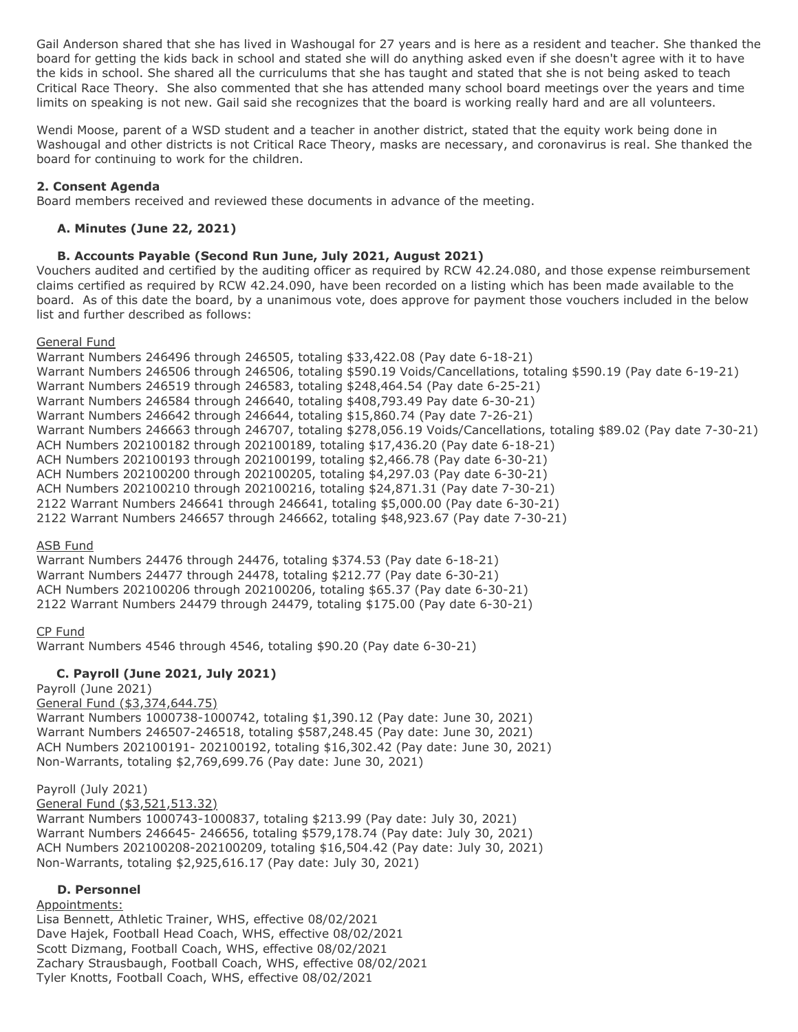Gail Anderson shared that she has lived in Washougal for 27 years and is here as a resident and teacher. She thanked the board for getting the kids back in school and stated she will do anything asked even if she doesn't agree with it to have the kids in school. She shared all the curriculums that she has taught and stated that she is not being asked to teach Critical Race Theory. She also commented that she has attended many school board meetings over the years and time limits on speaking is not new. Gail said she recognizes that the board is working really hard and are all volunteers.

Wendi Moose, parent of a WSD student and a teacher in another district, stated that the equity work being done in Washougal and other districts is not Critical Race Theory, masks are necessary, and coronavirus is real. She thanked the board for continuing to work for the children.

**2. Consent Agenda**

Board members received and reviewed these documents in advance of the meeting.

**A. Minutes (June 22, 2021)**

**B. Accounts Payable (Second Run June, July 2021, August 2021)**

Vouchers audited and certified by the auditing officer as required by RCW 42.24.080, and those expense reimbursement claims certified as required by RCW 42.24.090, have been recorded on a listing which has been made available to the board. As of this date the board, by a unanimous vote, does approve for payment those vouchers included in the below list and further described as follows:

General Fund

Warrant Numbers 246496 through 246505, totaling $33,422.08 (Pay date 6-18-21)
Warrant Numbers 246506 through 246506, totaling $590.19 Voids/Cancellations, totaling $590.19 (Pay date 6-19-21)
Warrant Numbers 246519 through 246583, totaling $248,464.54 (Pay date 6-25-21)
Warrant Numbers 246584 through 246640, totaling $408,793.49 Pay date 6-30-21)
Warrant Numbers 246642 through 246644, totaling $15,860.74 (Pay date 7-26-21)
Warrant Numbers 246663 through 246707, totaling $278,056.19 Voids/Cancellations, totaling $89.02 (Pay date 7-30-21)
ACH Numbers 202100182 through 202100189, totaling $17,436.20 (Pay date 6-18-21)
ACH Numbers 202100193 through 202100199, totaling $2,466.78 (Pay date 6-30-21)
ACH Numbers 202100200 through 202100205, totaling $4,297.03 (Pay date 6-30-21)
ACH Numbers 202100210 through 202100216, totaling $24,871.31 (Pay date 7-30-21)
2122 Warrant Numbers 246641 through 246641, totaling $5,000.00 (Pay date 6-30-21)
2122 Warrant Numbers 246657 through 246662, totaling $48,923.67 (Pay date 7-30-21)

ASB Fund

Warrant Numbers 24476 through 24476, totaling $374.53 (Pay date 6-18-21)
Warrant Numbers 24477 through 24478, totaling $212.77 (Pay date 6-30-21)
ACH Numbers 202100206 through 202100206, totaling $65.37 (Pay date 6-30-21)
2122 Warrant Numbers 24479 through 24479, totaling $175.00 (Pay date 6-30-21)

CP Fund

Warrant Numbers 4546 through 4546, totaling $90.20 (Pay date 6-30-21)

**C. Payroll (June 2021, July 2021)**

Payroll (June 2021)
General Fund ($3,374,644.75)
Warrant Numbers 1000738-1000742, totaling $1,390.12 (Pay date: June 30, 2021)
Warrant Numbers 246507-246518, totaling $587,248.45 (Pay date: June 30, 2021)
ACH Numbers 202100191- 202100192, totaling $16,302.42 (Pay date: June 30, 2021)
Non-Warrants, totaling $2,769,699.76 (Pay date: June 30, 2021)

Payroll (July 2021)
General Fund ($3,521,513.32)
Warrant Numbers 1000743-1000837, totaling $213.99 (Pay date: July 30, 2021)
Warrant Numbers 246645- 246656, totaling $579,178.74 (Pay date: July 30, 2021)
ACH Numbers 202100208-202100209, totaling $16,504.42 (Pay date: July 30, 2021)
Non-Warrants, totaling $2,925,616.17 (Pay date: July 30, 2021)

**D. Personnel**

Appointments:
Lisa Bennett, Athletic Trainer, WHS, effective 08/02/2021
Dave Hajek, Football Head Coach, WHS, effective 08/02/2021
Scott Dizmang, Football Coach, WHS, effective 08/02/2021
Zachary Strausbaugh, Football Coach, WHS, effective 08/02/2021
Tyler Knotts, Football Coach, WHS, effective 08/02/2021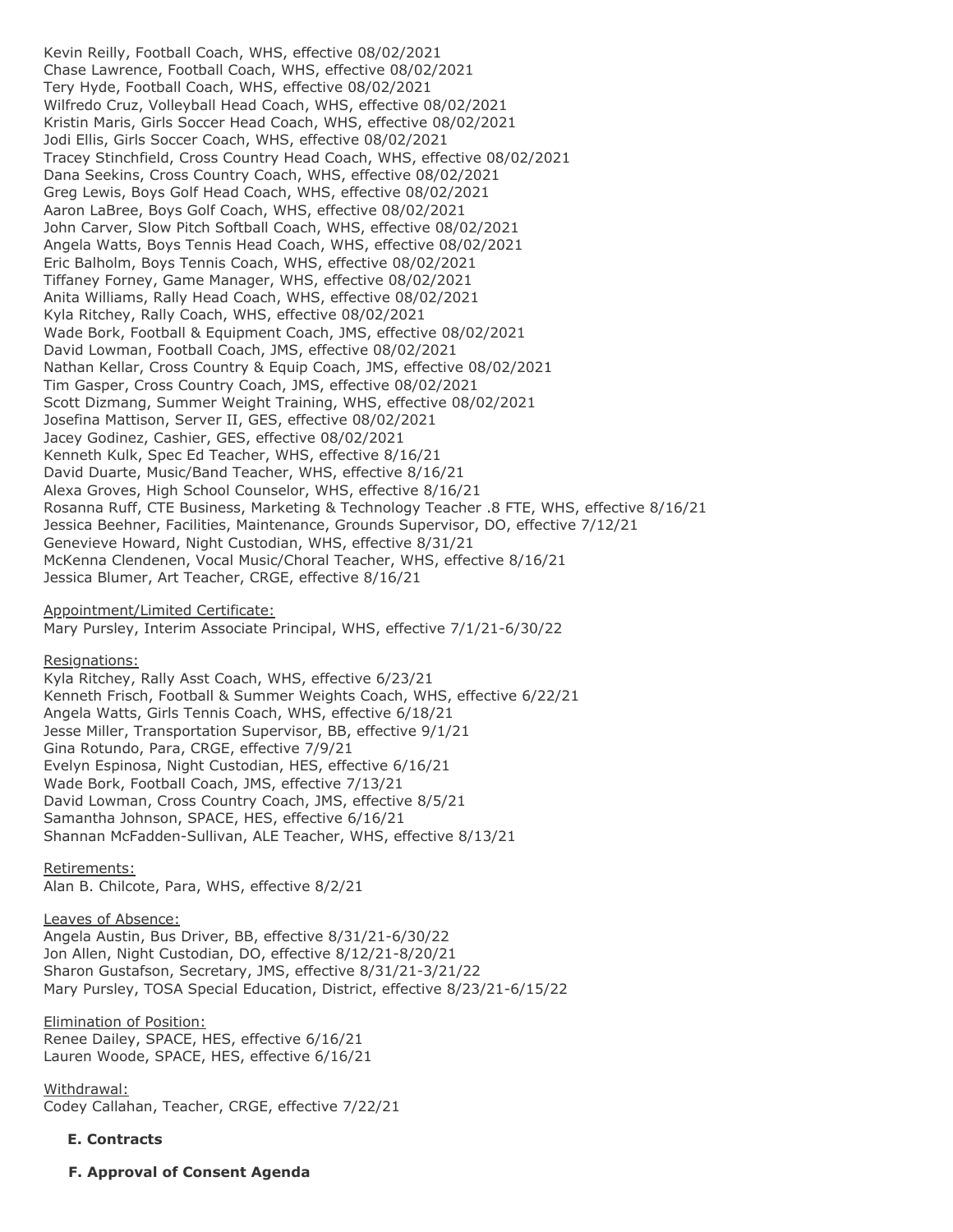Kevin Reilly, Football Coach, WHS, effective 08/02/2021
Chase Lawrence, Football Coach, WHS, effective 08/02/2021
Tery Hyde, Football Coach, WHS, effective 08/02/2021
Wilfredo Cruz, Volleyball Head Coach, WHS, effective 08/02/2021
Kristin Maris, Girls Soccer Head Coach, WHS, effective 08/02/2021
Jodi Ellis, Girls Soccer Coach, WHS, effective 08/02/2021
Tracey Stinchfield, Cross Country Head Coach, WHS, effective 08/02/2021
Dana Seekins, Cross Country Coach, WHS, effective 08/02/2021
Greg Lewis, Boys Golf Head Coach, WHS, effective 08/02/2021
Aaron LaBree, Boys Golf Coach, WHS, effective 08/02/2021
John Carver, Slow Pitch Softball Coach, WHS, effective 08/02/2021
Angela Watts, Boys Tennis Head Coach, WHS, effective 08/02/2021
Eric Balholm, Boys Tennis Coach, WHS, effective 08/02/2021
Tiffaney Forney, Game Manager, WHS, effective 08/02/2021
Anita Williams, Rally Head Coach, WHS, effective 08/02/2021
Kyla Ritchey, Rally Coach, WHS, effective 08/02/2021
Wade Bork, Football & Equipment Coach, JMS, effective 08/02/2021
David Lowman, Football Coach, JMS, effective 08/02/2021
Nathan Kellar, Cross Country & Equip Coach, JMS, effective 08/02/2021
Tim Gasper, Cross Country Coach, JMS, effective 08/02/2021
Scott Dizmang, Summer Weight Training, WHS, effective 08/02/2021
Josefina Mattison, Server II, GES, effective 08/02/2021
Jacey Godinez, Cashier, GES, effective 08/02/2021
Kenneth Kulk, Spec Ed Teacher, WHS, effective 8/16/21
David Duarte, Music/Band Teacher, WHS, effective 8/16/21
Alexa Groves, High School Counselor, WHS, effective 8/16/21
Rosanna Ruff, CTE Business, Marketing & Technology Teacher .8 FTE, WHS, effective 8/16/21
Jessica Beehner, Facilities, Maintenance, Grounds Supervisor, DO, effective 7/12/21
Genevieve Howard, Night Custodian, WHS, effective 8/31/21
McKenna Clendenen, Vocal Music/Choral Teacher, WHS, effective 8/16/21
Jessica Blumer, Art Teacher, CRGE, effective 8/16/21

Appointment/Limited Certificate:
Mary Pursley, Interim Associate Principal, WHS, effective 7/1/21-6/30/22

Resignations:
Kyla Ritchey, Rally Asst Coach, WHS, effective 6/23/21
Kenneth Frisch, Football & Summer Weights Coach, WHS, effective 6/22/21
Angela Watts, Girls Tennis Coach, WHS, effective 6/18/21
Jesse Miller, Transportation Supervisor, BB, effective 9/1/21
Gina Rotundo, Para, CRGE, effective 7/9/21
Evelyn Espinosa, Night Custodian, HES, effective 6/16/21
Wade Bork, Football Coach, JMS, effective 7/13/21
David Lowman, Cross Country Coach, JMS, effective 8/5/21
Samantha Johnson, SPACE, HES, effective 6/16/21
Shannan McFadden-Sullivan, ALE Teacher, WHS, effective 8/13/21

Retirements:
Alan B. Chilcote, Para, WHS, effective 8/2/21

Leaves of Absence:
Angela Austin, Bus Driver, BB, effective 8/31/21-6/30/22
Jon Allen, Night Custodian, DO, effective 8/12/21-8/20/21
Sharon Gustafson, Secretary, JMS, effective 8/31/21-3/21/22
Mary Pursley, TOSA Special Education, District, effective 8/23/21-6/15/22

Elimination of Position:
Renee Dailey, SPACE, HES, effective 6/16/21
Lauren Woode, SPACE, HES, effective 6/16/21

Withdrawal:
Codey Callahan, Teacher, CRGE, effective 7/22/21

**E. Contracts**

**F. Approval of Consent Agenda**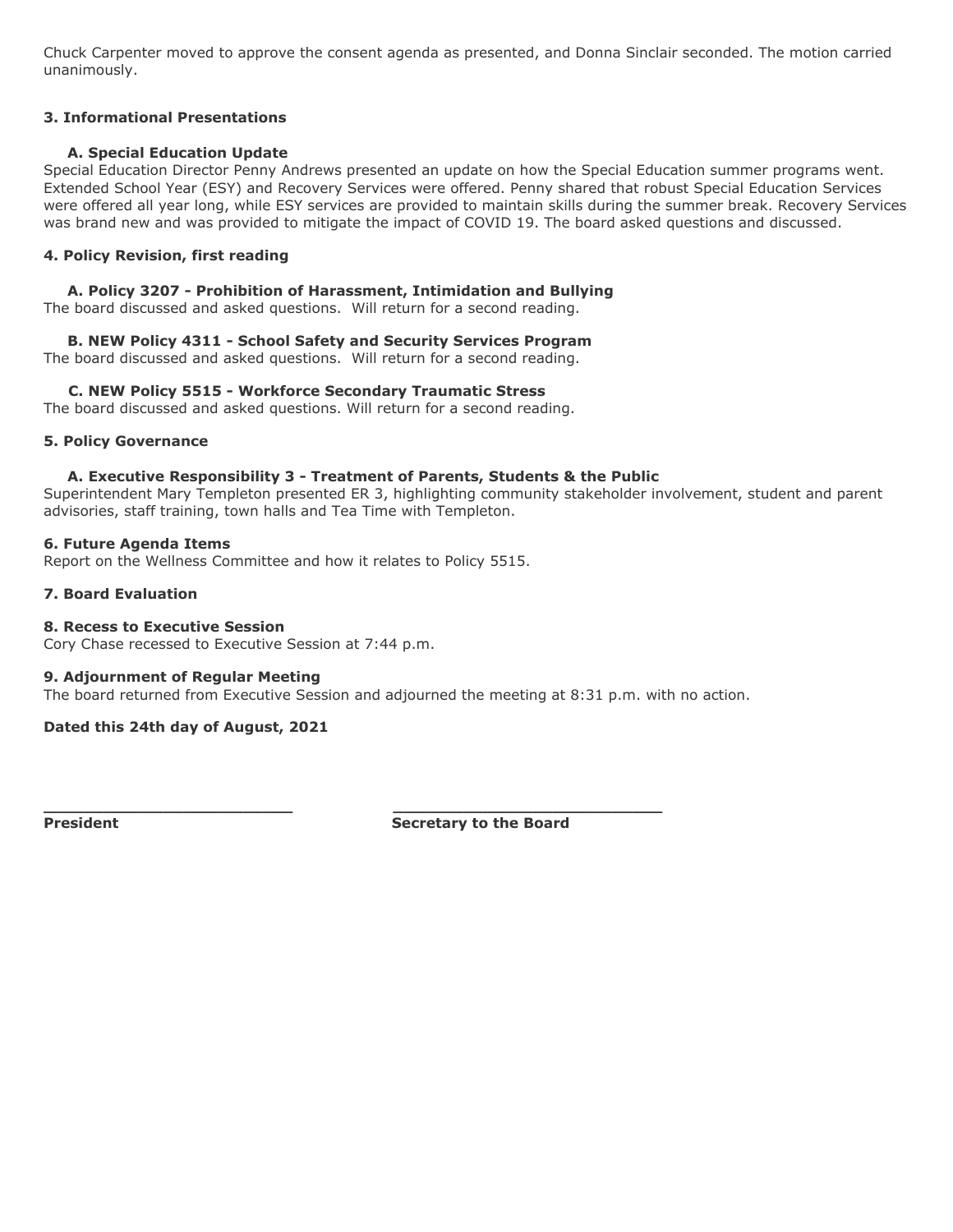Chuck Carpenter moved to approve the consent agenda as presented, and Donna Sinclair seconded. The motion carried unanimously.

### 3. Informational Presentations

#### A. Special Education Update

Special Education Director Penny Andrews presented an update on how the Special Education summer programs went. Extended School Year (ESY) and Recovery Services were offered. Penny shared that robust Special Education Services were offered all year long, while ESY services are provided to maintain skills during the summer break. Recovery Services was brand new and was provided to mitigate the impact of COVID 19. The board asked questions and discussed.

### 4. Policy Revision, first reading

#### A. Policy 3207 - Prohibition of Harassment, Intimidation and Bullying

The board discussed and asked questions. Will return for a second reading.

#### B. NEW Policy 4311 - School Safety and Security Services Program

The board discussed and asked questions. Will return for a second reading.

#### C. NEW Policy 5515 - Workforce Secondary Traumatic Stress

The board discussed and asked questions. Will return for a second reading.

### 5. Policy Governance

#### A. Executive Responsibility 3 - Treatment of Parents, Students & the Public

Superintendent Mary Templeton presented ER 3, highlighting community stakeholder involvement, student and parent advisories, staff training, town halls and Tea Time with Templeton.

### 6. Future Agenda Items

Report on the Wellness Committee and how it relates to Policy 5515.

### 7. Board Evaluation

### 8. Recess to Executive Session

Cory Chase recessed to Executive Session at 7:44 p.m.

### 9. Adjournment of Regular Meeting

The board returned from Executive Session and adjourned the meeting at 8:31 p.m. with no action.

**Dated this 24th day of August, 2021**

\_\_\_\_\_\_\_\_\_\_\_\_\_\_\_\_\_\_\_\_\_\_\_\_\_\_ \_\_\_\_\_\_\_\_\_\_\_\_\_\_\_\_\_\_\_\_\_\_\_\_\_\_\_\_

**President** **Secretary to the Board**